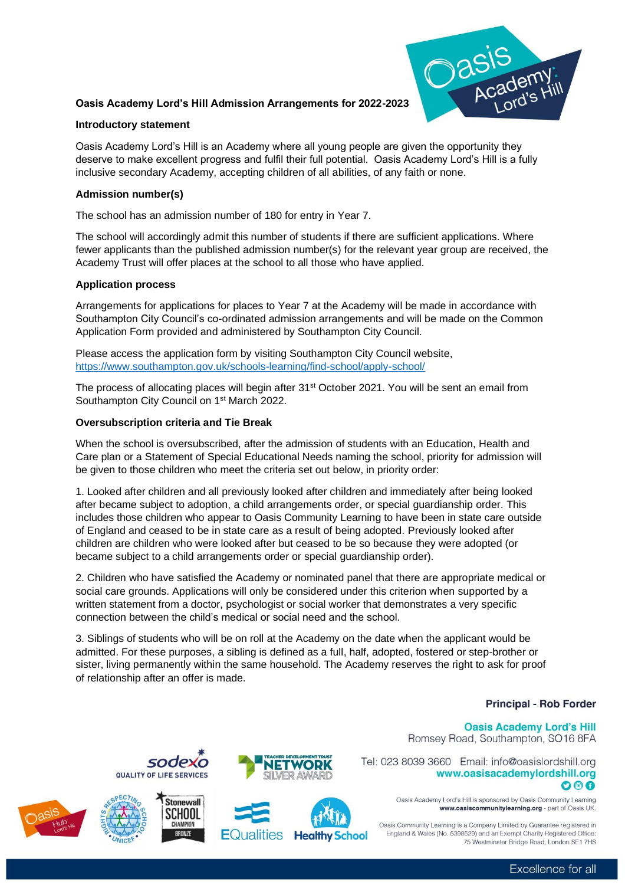# Oasis Academy Lord's Hill Admission Arrangements for 2022-2023

## Introductory statement

Oasis Academy Lord's Hill is an Academy where all young people are given the opportunity they deserve to make excellent progress and fulfil their full potential. Oasis Academy Lord's Hill is a fully inclusive secondary Academy, accepting children of all abilities, of any faith or none.

## Admission number(s)

The school has an admission number of 180 for entry in Year 7.

The school will accordingly admit this number of students if there are sufficient applications. Where fewer applicants than the published admission number(s) for the relevant year group are received, the Academy Trust will offer places at the school to all those who have applied.

## Application process

Arrangements for applications for places to Year 7 at the Academy will be made in accordance with Southampton City Council's co-ordinated admission arrangements and will be made on the Common Application Form provided and administered by Southampton City Council.

Please access the application form by visiting Southampton City Council website, https://www.southampton.gov.uk/schools-learning/find-school/apply-school/

The process of allocating places will begin after 31st October 2021. You will be sent an email from Southampton City Council on 1st March 2022.

## Oversubscription criteria and Tie Break

When the school is oversubscribed, after the admission of students with an Education, Health and Care plan or a Statement of Special Educational Needs naming the school, priority for admission will be given to those children who meet the criteria set out below, in priority order:

1. Looked after children and all previously looked after children and immediately after being looked after became subject to adoption, a child arrangements order, or special guardianship order. This includes those children who appear to Oasis Community Learning to have been in state care outside of England and ceased to be in state care as a result of being adopted. Previously looked after children are children who were looked after but ceased to be so because they were adopted (or became subject to a child arrangements order or special guardianship order).

2. Children who have satisfied the Academy or nominated panel that there are appropriate medical or social care grounds. Applications will only be considered under this criterion when supported by a written statement from a doctor, psychologist or social worker that demonstrates a very specific connection between the child's medical or social need and the school.

3. Siblings of students who will be on roll at the Academy on the date when the applicant would be admitted. For these purposes, a sibling is defined as a full, half, adopted, fostered or step-brother or sister, living permanently within the same household. The Academy reserves the right to ask for proof of relationship after an offer is made.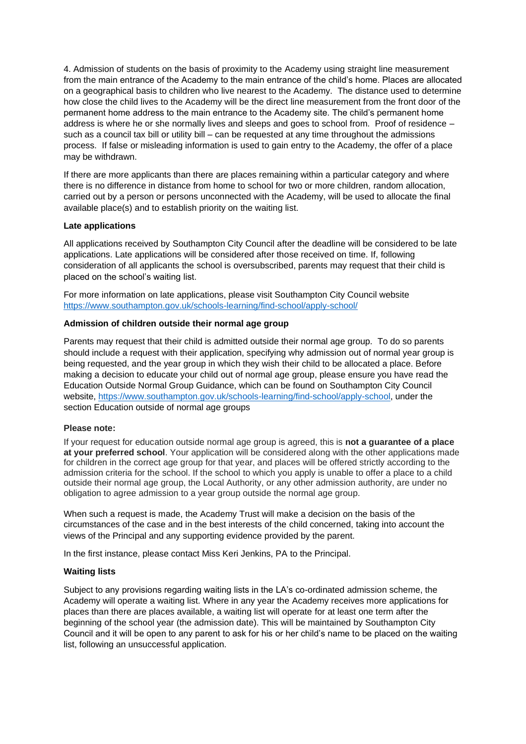4. Admission of students on the basis of proximity to the Academy using straight line measurement from the main entrance of the Academy to the main entrance of the child's home. Places are allocated on a geographical basis to children who live nearest to the Academy. The distance used to determine how close the child lives to the Academy will be the direct line measurement from the front door of the permanent home address to the main entrance to the Academy site. The child's permanent home address is where he or she normally lives and sleeps and goes to school from. Proof of residence – such as a council tax bill or utility bill – can be requested at any time throughout the admissions process. If false or misleading information is used to gain entry to the Academy, the offer of a place may be withdrawn.

If there are more applicants than there are places remaining within a particular category and where there is no difference in distance from home to school for two or more children, random allocation, carried out by a person or persons unconnected with the Academy, will be used to allocate the final available place(s) and to establish priority on the waiting list.

**Late applications**

All applications received by Southampton City Council after the deadline will be considered to be late applications. Late applications will be considered after those received on time. If, following consideration of all applicants the school is oversubscribed, parents may request that their child is placed on the school's waiting list.

For more information on late applications, please visit Southampton City Council website https://www.southampton.gov.uk/schools-learning/find-school/apply-school/

**Admission of children outside their normal age group**

Parents may request that their child is admitted outside their normal age group. To do so parents should include a request with their application, specifying why admission out of normal year group is being requested, and the year group in which they wish their child to be allocated a place. Before making a decision to educate your child out of normal age group, please ensure you have read the Education Outside Normal Group Guidance, which can be found on Southampton City Council website, https://www.southampton.gov.uk/schools-learning/find-school/apply-school, under the section Education outside of normal age groups

**Please note:**

If your request for education outside normal age group is agreed, this is **not a guarantee of a place at your preferred school**. Your application will be considered along with the other applications made for children in the correct age group for that year, and places will be offered strictly according to the admission criteria for the school. If the school to which you apply is unable to offer a place to a child outside their normal age group, the Local Authority, or any other admission authority, are under no obligation to agree admission to a year group outside the normal age group.

When such a request is made, the Academy Trust will make a decision on the basis of the circumstances of the case and in the best interests of the child concerned, taking into account the views of the Principal and any supporting evidence provided by the parent.

In the first instance, please contact Miss Keri Jenkins, PA to the Principal.

**Waiting lists**

Subject to any provisions regarding waiting lists in the LA's co-ordinated admission scheme, the Academy will operate a waiting list. Where in any year the Academy receives more applications for places than there are places available, a waiting list will operate for at least one term after the beginning of the school year (the admission date). This will be maintained by Southampton City Council and it will be open to any parent to ask for his or her child's name to be placed on the waiting list, following an unsuccessful application.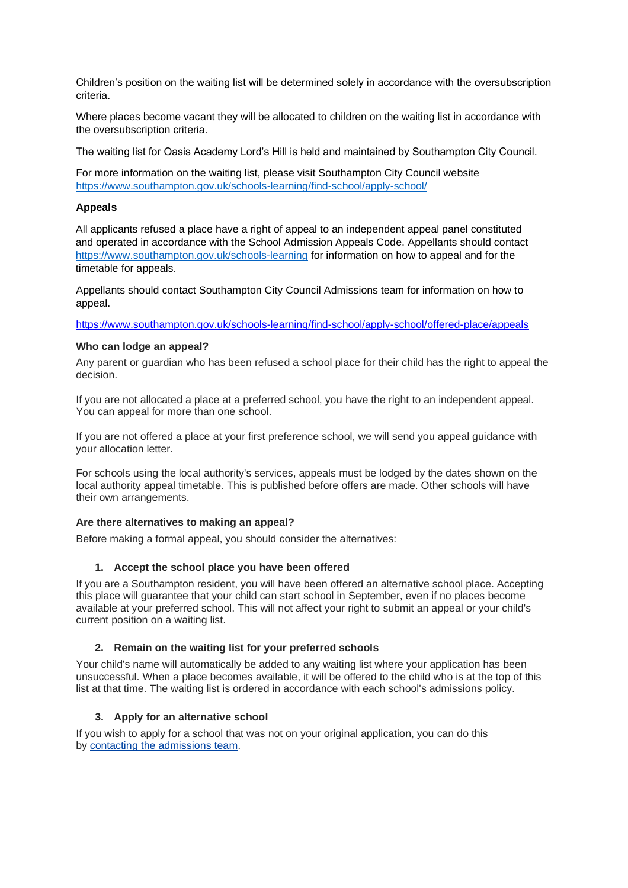Children's position on the waiting list will be determined solely in accordance with the oversubscription criteria.

Where places become vacant they will be allocated to children on the waiting list in accordance with the oversubscription criteria.

The waiting list for Oasis Academy Lord's Hill is held and maintained by Southampton City Council.

For more information on the waiting list, please visit Southampton City Council website https://www.southampton.gov.uk/schools-learning/find-school/apply-school/

**Appeals**

All applicants refused a place have a right of appeal to an independent appeal panel constituted and operated in accordance with the School Admission Appeals Code. Appellants should contact https://www.southampton.gov.uk/schools-learning for information on how to appeal and for the timetable for appeals.

Appellants should contact Southampton City Council Admissions team for information on how to appeal.

https://www.southampton.gov.uk/schools-learning/find-school/apply-school/offered-place/appeals

**Who can lodge an appeal?**

Any parent or guardian who has been refused a school place for their child has the right to appeal the decision.

If you are not allocated a place at a preferred school, you have the right to an independent appeal. You can appeal for more than one school.

If you are not offered a place at your first preference school, we will send you appeal guidance with your allocation letter.

For schools using the local authority's services, appeals must be lodged by the dates shown on the local authority appeal timetable. This is published before offers are made. Other schools will have their own arrangements.

**Are there alternatives to making an appeal?**

Before making a formal appeal, you should consider the alternatives:

1. **Accept the school place you have been offered**

If you are a Southampton resident, you will have been offered an alternative school place. Accepting this place will guarantee that your child can start school in September, even if no places become available at your preferred school. This will not affect your right to submit an appeal or your child's current position on a waiting list.

2. **Remain on the waiting list for your preferred schools**

Your child's name will automatically be added to any waiting list where your application has been unsuccessful. When a place becomes available, it will be offered to the child who is at the top of this list at that time. The waiting list is ordered in accordance with each school's admissions policy.

3. **Apply for an alternative school**

If you wish to apply for a school that was not on your original application, you can do this by contacting the admissions team.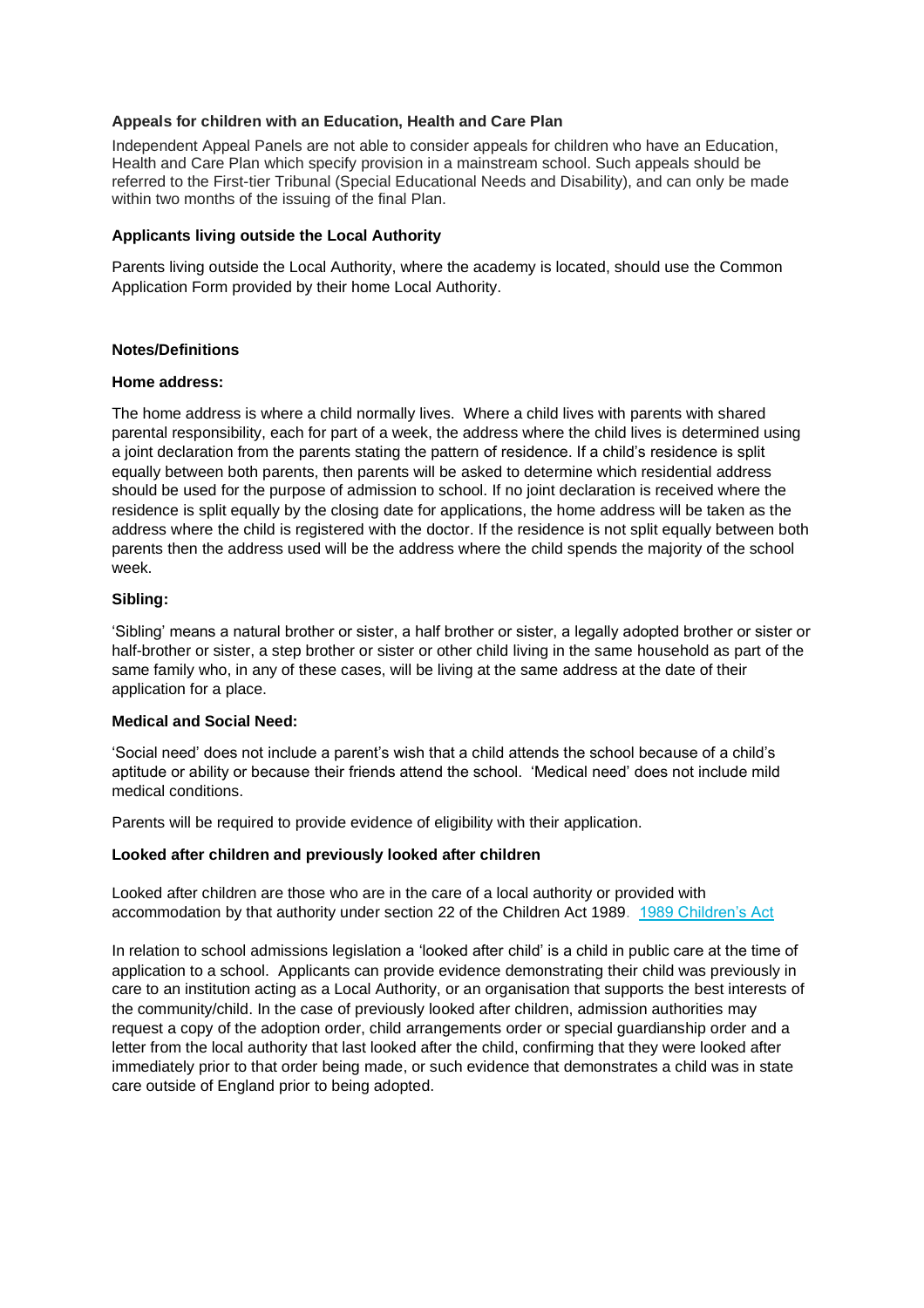**Appeals for children with an Education, Health and Care Plan**

Independent Appeal Panels are not able to consider appeals for children who have an Education, Health and Care Plan which specify provision in a mainstream school. Such appeals should be referred to the First-tier Tribunal (Special Educational Needs and Disability), and can only be made within two months of the issuing of the final Plan.

**Applicants living outside the Local Authority**

Parents living outside the Local Authority, where the academy is located, should use the Common Application Form provided by their home Local Authority.

**Notes/Definitions**

**Home address:**

The home address is where a child normally lives. Where a child lives with parents with shared parental responsibility, each for part of a week, the address where the child lives is determined using a joint declaration from the parents stating the pattern of residence. If a child's residence is split equally between both parents, then parents will be asked to determine which residential address should be used for the purpose of admission to school. If no joint declaration is received where the residence is split equally by the closing date for applications, the home address will be taken as the address where the child is registered with the doctor. If the residence is not split equally between both parents then the address used will be the address where the child spends the majority of the school week.

**Sibling:**

'Sibling' means a natural brother or sister, a half brother or sister, a legally adopted brother or sister or half-brother or sister, a step brother or sister or other child living in the same household as part of the same family who, in any of these cases, will be living at the same address at the date of their application for a place.

**Medical and Social Need:**

'Social need' does not include a parent's wish that a child attends the school because of a child's aptitude or ability or because their friends attend the school. 'Medical need' does not include mild medical conditions.

Parents will be required to provide evidence of eligibility with their application.

**Looked after children and previously looked after children**

Looked after children are those who are in the care of a local authority or provided with accommodation by that authority under section 22 of the Children Act 1989. [1989 Children's Act]

In relation to school admissions legislation a 'looked after child' is a child in public care at the time of application to a school. Applicants can provide evidence demonstrating their child was previously in care to an institution acting as a Local Authority, or an organisation that supports the best interests of the community/child. In the case of previously looked after children, admission authorities may request a copy of the adoption order, child arrangements order or special guardianship order and a letter from the local authority that last looked after the child, confirming that they were looked after immediately prior to that order being made, or such evidence that demonstrates a child was in state care outside of England prior to being adopted.